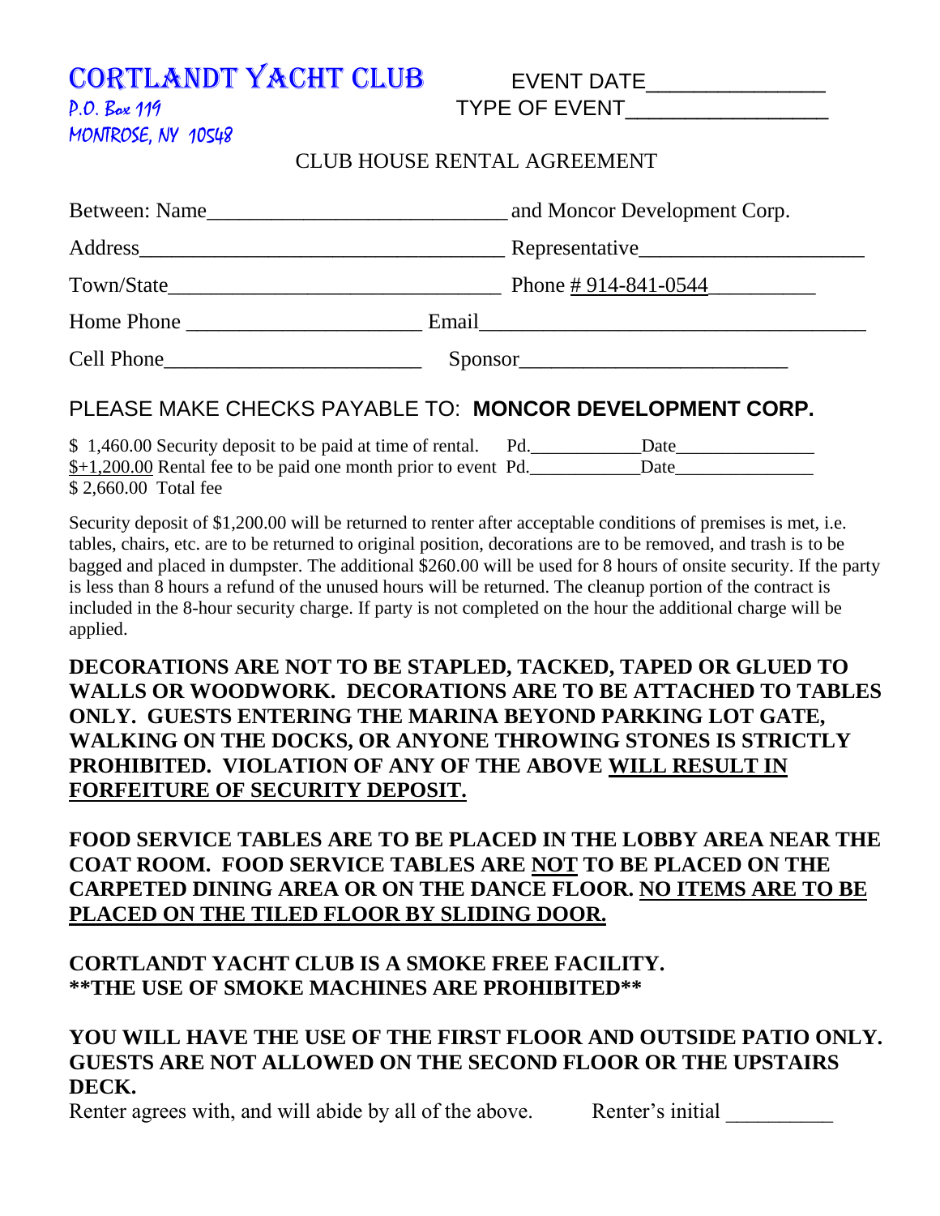# CORTLANDT YACHT CLUB

P.O. Box 119
MONTROSE, NY 10548

EVENT DATE_______________
TYPE OF EVENT_________________

## CLUB HOUSE RENTAL AGREEMENT

Between: Name____________________________ and Moncor Development Corp.

Address__________________________________ Representative_____________________

Town/State_______________________________ Phone # 914-841-0544__________

Home Phone ______________________ Email______________________________________

Cell Phone________________________ Sponsor_________________________

### PLEASE MAKE CHECKS PAYABLE TO: **MONCOR DEVELOPMENT CORP.**

$ 1,460.00 Security deposit to be paid at time of rental. Pd.____________Date_______________
$+1,200.00 Rental fee to be paid one month prior to event Pd.____________Date_______________
$ 2,660.00 Total fee

Security deposit of $1,200.00 will be returned to renter after acceptable conditions of premises is met, i.e. tables, chairs, etc. are to be returned to original position, decorations are to be removed, and trash is to be bagged and placed in dumpster. The additional $260.00 will be used for 8 hours of onsite security. If the party is less than 8 hours a refund of the unused hours will be returned. The cleanup portion of the contract is included in the 8-hour security charge. If party is not completed on the hour the additional charge will be applied.

**DECORATIONS ARE NOT TO BE STAPLED, TACKED, TAPED OR GLUED TO WALLS OR WOODWORK. DECORATIONS ARE TO BE ATTACHED TO TABLES ONLY. GUESTS ENTERING THE MARINA BEYOND PARKING LOT GATE, WALKING ON THE DOCKS, OR ANYONE THROWING STONES IS STRICTLY PROHIBITED. VIOLATION OF ANY OF THE ABOVE WILL RESULT IN FORFEITURE OF SECURITY DEPOSIT.**

**FOOD SERVICE TABLES ARE TO BE PLACED IN THE LOBBY AREA NEAR THE COAT ROOM. FOOD SERVICE TABLES ARE NOT TO BE PLACED ON THE CARPETED DINING AREA OR ON THE DANCE FLOOR. NO ITEMS ARE TO BE PLACED ON THE TILED FLOOR BY SLIDING DOOR.**

**CORTLANDT YACHT CLUB IS A SMOKE FREE FACILITY.**
****THE USE OF SMOKE MACHINES ARE PROHIBITED****

**YOU WILL HAVE THE USE OF THE FIRST FLOOR AND OUTSIDE PATIO ONLY. GUESTS ARE NOT ALLOWED ON THE SECOND FLOOR OR THE UPSTAIRS DECK.**

Renter agrees with, and will abide by all of the above. Renter's initial __________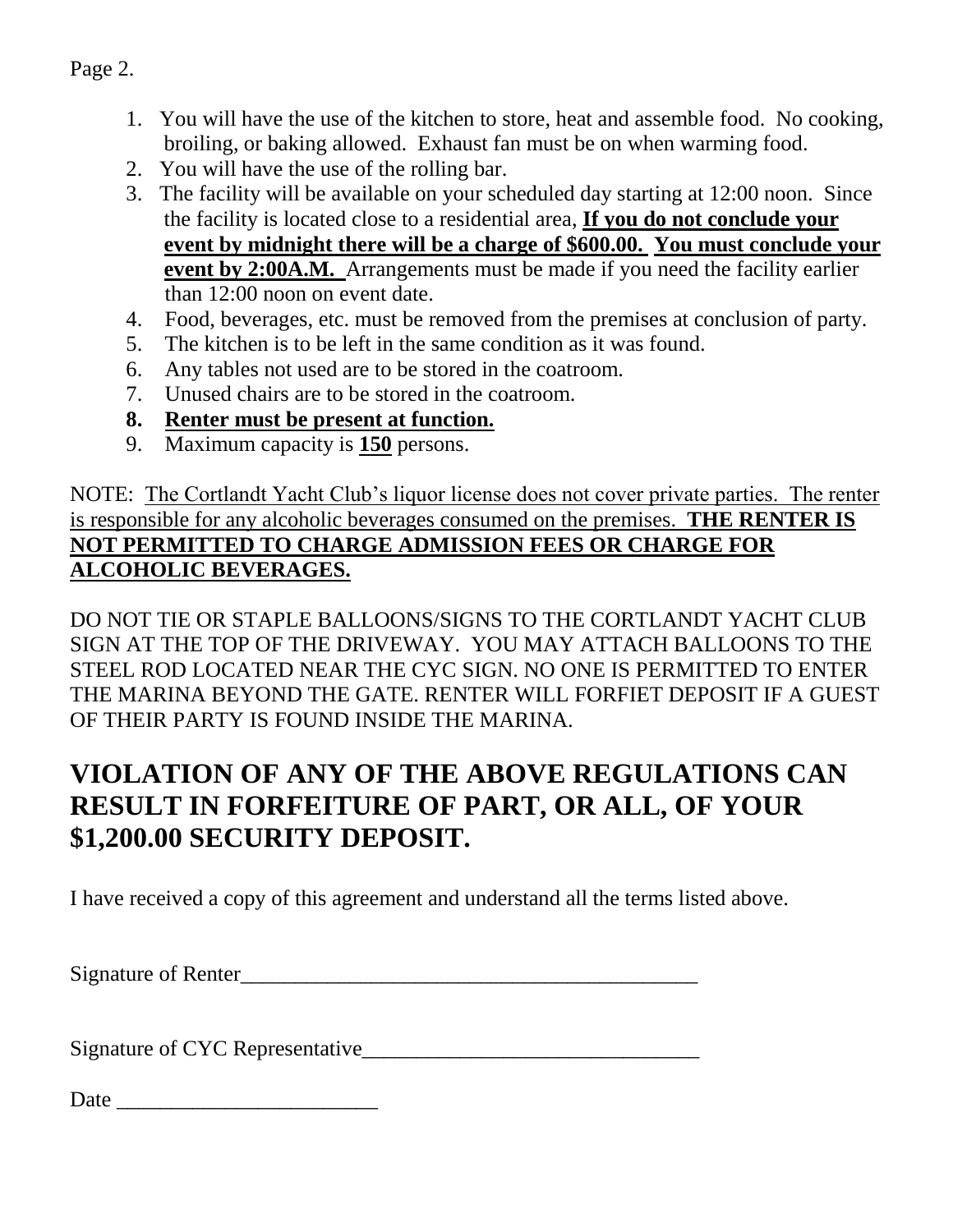Page 2.

1. You will have the use of the kitchen to store, heat and assemble food. No cooking, broiling, or baking allowed. Exhaust fan must be on when warming food.
2. You will have the use of the rolling bar.
3. The facility will be available on your scheduled day starting at 12:00 noon. Since the facility is located close to a residential area, **If you do not conclude your event by midnight there will be a charge of $600.00. You must conclude your event by 2:00A.M.** Arrangements must be made if you need the facility earlier than 12:00 noon on event date.
4. Food, beverages, etc. must be removed from the premises at conclusion of party.
5. The kitchen is to be left in the same condition as it was found.
6. Any tables not used are to be stored in the coatroom.
7. Unused chairs are to be stored in the coatroom.
8. **Renter must be present at function.**
9. Maximum capacity is **150** persons.

NOTE: The Cortlandt Yacht Club's liquor license does not cover private parties. The renter is responsible for any alcoholic beverages consumed on the premises. **THE RENTER IS NOT PERMITTED TO CHARGE ADMISSION FEES OR CHARGE FOR ALCOHOLIC BEVERAGES.**

DO NOT TIE OR STAPLE BALLOONS/SIGNS TO THE CORTLANDT YACHT CLUB SIGN AT THE TOP OF THE DRIVEWAY. YOU MAY ATTACH BALLOONS TO THE STEEL ROD LOCATED NEAR THE CYC SIGN. NO ONE IS PERMITTED TO ENTER THE MARINA BEYOND THE GATE. RENTER WILL FORFIET DEPOSIT IF A GUEST OF THEIR PARTY IS FOUND INSIDE THE MARINA.

## VIOLATION OF ANY OF THE ABOVE REGULATIONS CAN RESULT IN FORFEITURE OF PART, OR ALL, OF YOUR $1,200.00 SECURITY DEPOSIT.

I have received a copy of this agreement and understand all the terms listed above.

Signature of Renter___________________________________________

Signature of CYC Representative_______________________________

Date ________________________